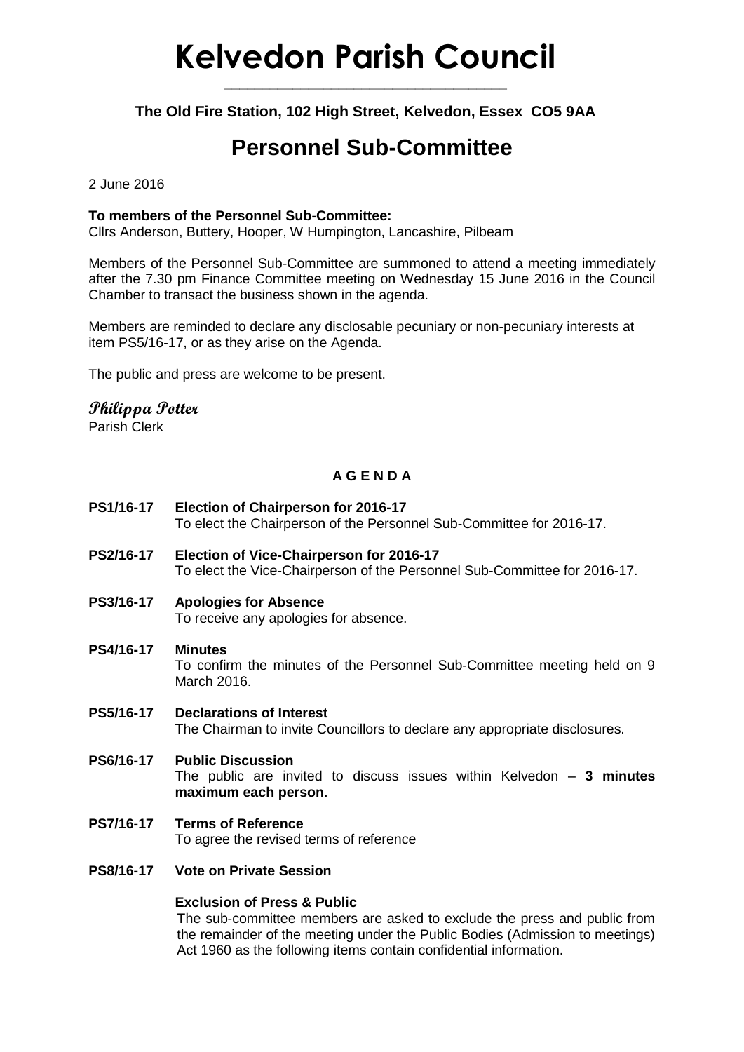# Kelvedon Parish Council

**The Old Fire Station, 102 High Street, Kelvedon, Essex CO5 9AA**

## Personnel Sub-Committee

2 June 2016

**To members of the Personnel Sub-Committee:**
Cllrs Anderson, Buttery, Hooper, W Humpington, Lancashire, Pilbeam

Members of the Personnel Sub-Committee are summoned to attend a meeting immediately after the 7.30 pm Finance Committee meeting on Wednesday 15 June 2016 in the Council Chamber to transact the business shown in the agenda.

Members are reminded to declare any disclosable pecuniary or non-pecuniary interests at item PS5/16-17, or as they arise on the Agenda.

The public and press are welcome to be present.

**Philippa Potter**
Parish Clerk

---

**A G E N D A**

**PS1/16-17 Election of Chairperson for 2016-17**
To elect the Chairperson of the Personnel Sub-Committee for 2016-17.

**PS2/16-17 Election of Vice-Chairperson for 2016-17**
To elect the Vice-Chairperson of the Personnel Sub-Committee for 2016-17.

**PS3/16-17 Apologies for Absence**
To receive any apologies for absence.

**PS4/16-17 Minutes**
To confirm the minutes of the Personnel Sub-Committee meeting held on 9 March 2016.

**PS5/16-17 Declarations of Interest**
The Chairman to invite Councillors to declare any appropriate disclosures.

**PS6/16-17 Public Discussion**
The public are invited to discuss issues within Kelvedon – **3 minutes maximum each person.**

**PS7/16-17 Terms of Reference**
To agree the revised terms of reference

**PS8/16-17 Vote on Private Session**

**Exclusion of Press & Public**
The sub-committee members are asked to exclude the press and public from the remainder of the meeting under the Public Bodies (Admission to meetings) Act 1960 as the following items contain confidential information.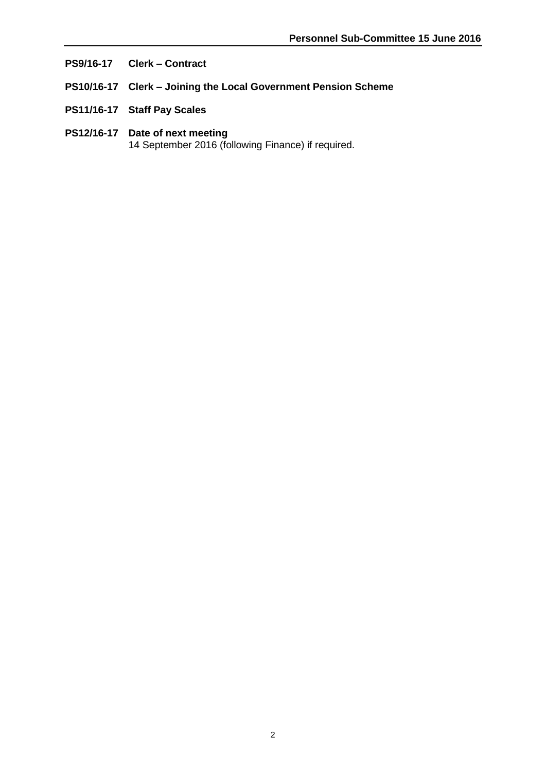**PS9/16-17 Clerk – Contract**

**PS10/16-17 Clerk – Joining the Local Government Pension Scheme**

**PS11/16-17 Staff Pay Scales**

**PS12/16-17 Date of next meeting**
14 September 2016 (following Finance) if required.